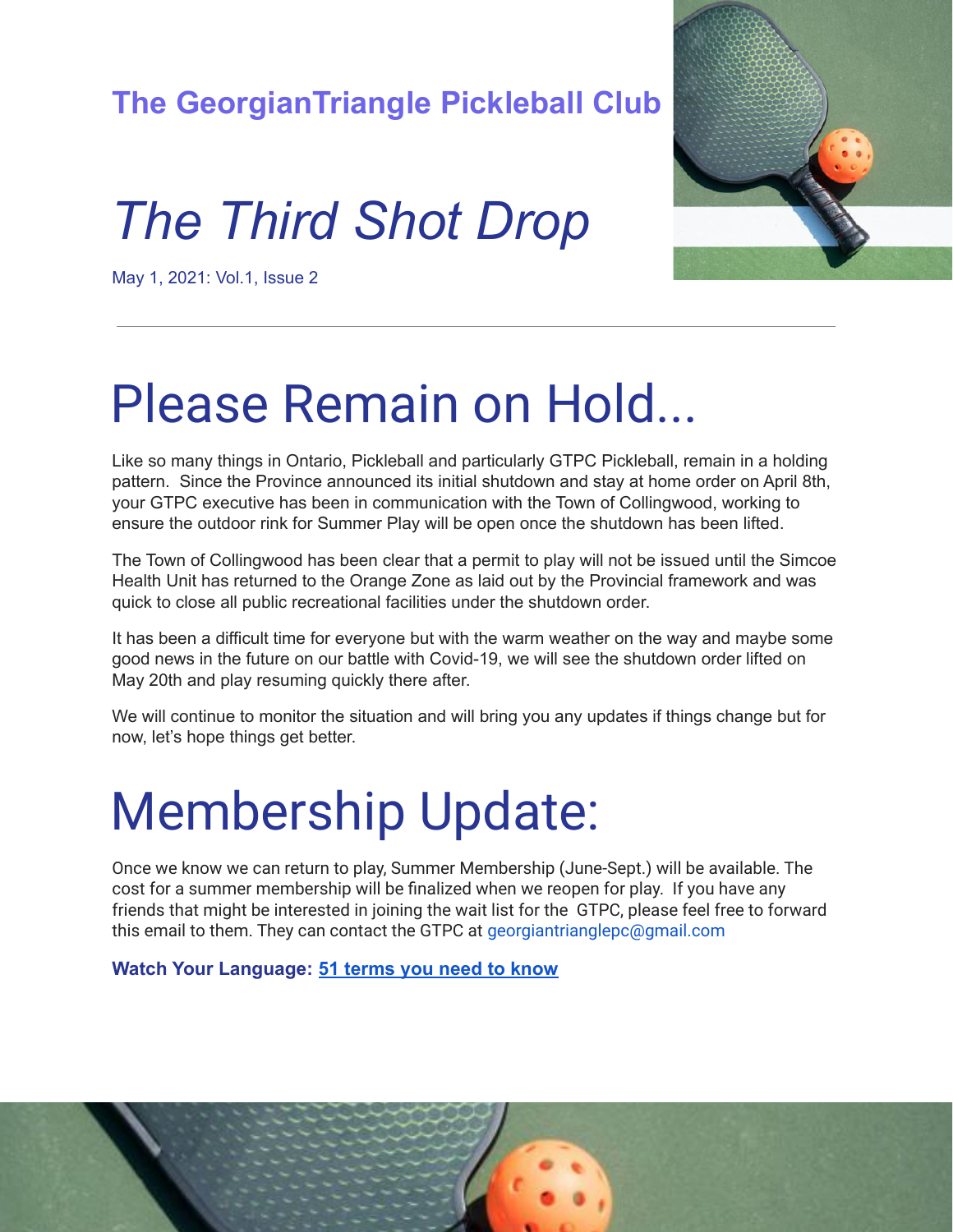**The GeorgianTriangle Pickleball Club**

# *The Third Shot Drop*

May 1, 2021: Vol.1, Issue 2

---

# Please Remain on Hold...

Like so many things in Ontario, Pickleball and particularly GTPC Pickleball, remain in a holding pattern. Since the Province announced its initial shutdown and stay at home order on April 8th, your GTPC executive has been in communication with the Town of Collingwood, working to ensure the outdoor rink for Summer Play will be open once the shutdown has been lifted.

The Town of Collingwood has been clear that a permit to play will not be issued until the Simcoe Health Unit has returned to the Orange Zone as laid out by the Provincial framework and was quick to close all public recreational facilities under the shutdown order.

It has been a difficult time for everyone but with the warm weather on the way and maybe some good news in the future on our battle with Covid-19, we will see the shutdown order lifted on May 20th and play resuming quickly there after.

We will continue to monitor the situation and will bring you any updates if things change but for now, let's hope things get better.

# Membership Update:

Once we know we can return to play, Summer Membership (June-Sept.) will be available. The cost for a summer membership will be finalized when we reopen for play. If you have any friends that might be interested in joining the wait list for the GTPC, please feel free to forward this email to them. They can contact the GTPC at georgiantrianglepc@gmail.com

**Watch Your Language: 51 terms you need to know**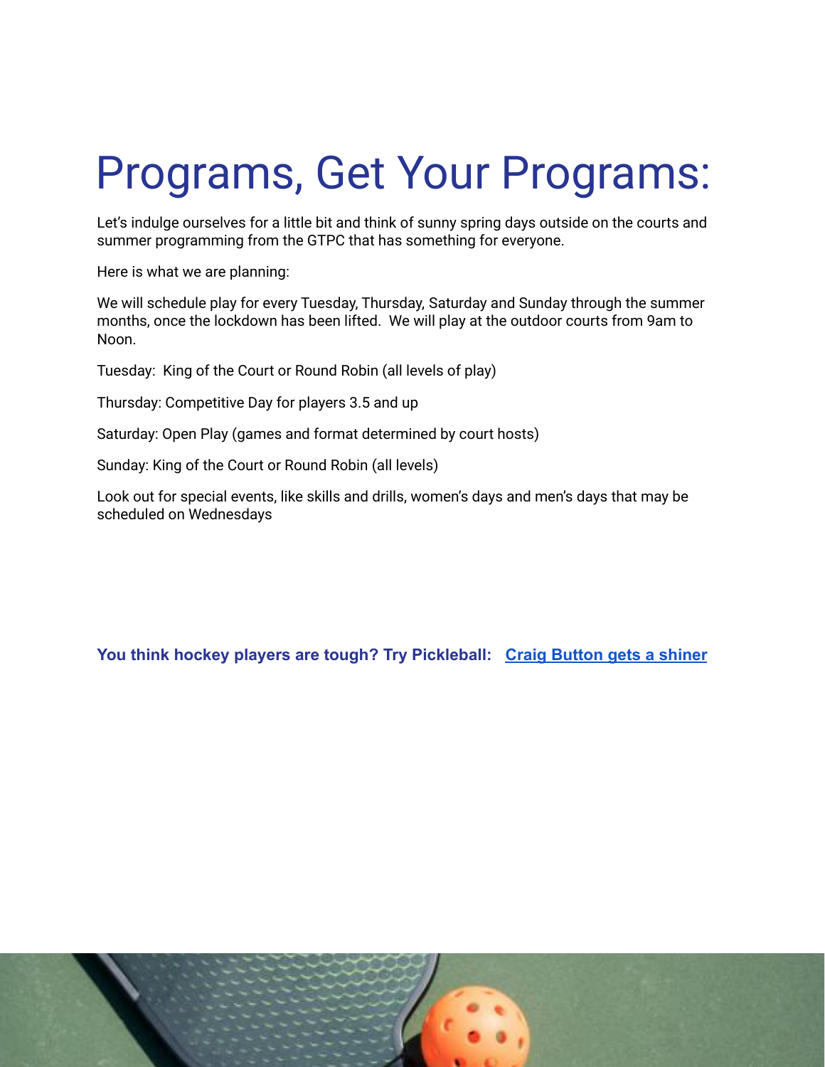# Programs, Get Your Programs:

Let's indulge ourselves for a little bit and think of sunny spring days outside on the courts and summer programming from the GTPC that has something for everyone.

Here is what we are planning:

We will schedule play for every Tuesday, Thursday, Saturday and Sunday through the summer months, once the lockdown has been lifted. We will play at the outdoor courts from 9am to Noon.

Tuesday: King of the Court or Round Robin (all levels of play)

Thursday: Competitive Day for players 3.5 and up

Saturday: Open Play (games and format determined by court hosts)

Sunday: King of the Court or Round Robin (all levels)

Look out for special events, like skills and drills, women's days and men's days that may be scheduled on Wednesdays

**You think hockey players are tough? Try Pickleball: Craig Button gets a shiner**